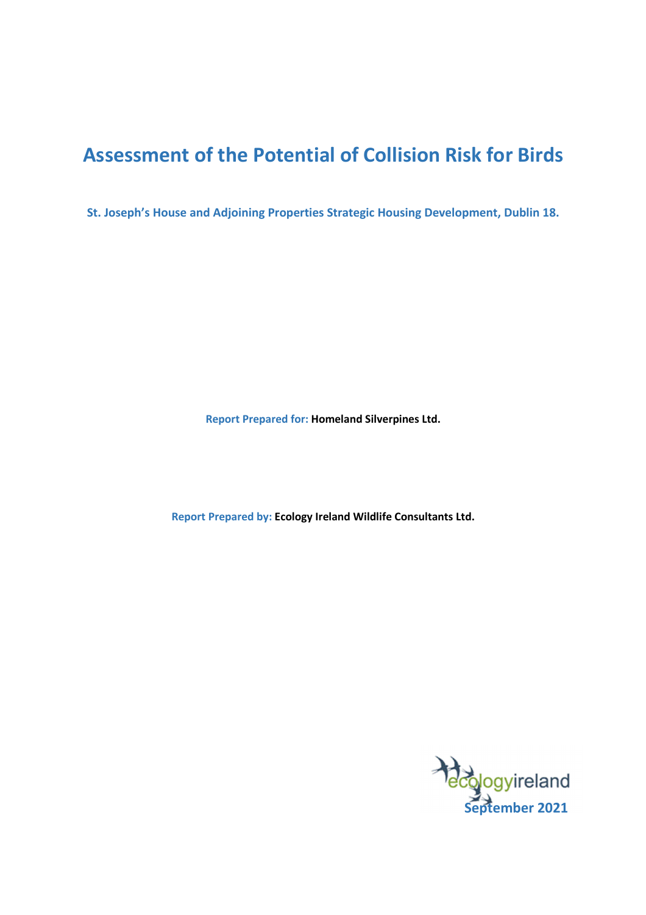# Assessment of the Potential of Collision Risk for Birds

**St. Joseph's House and Adjoining Properties Strategic Housing Development, Dublin 18.**

**Report Prepared for:** Homeland Silverpines Ltd.

**Report Prepared by:** Ecology Ireland Wildlife Consultants Ltd.

ecologyireland

**September 2021**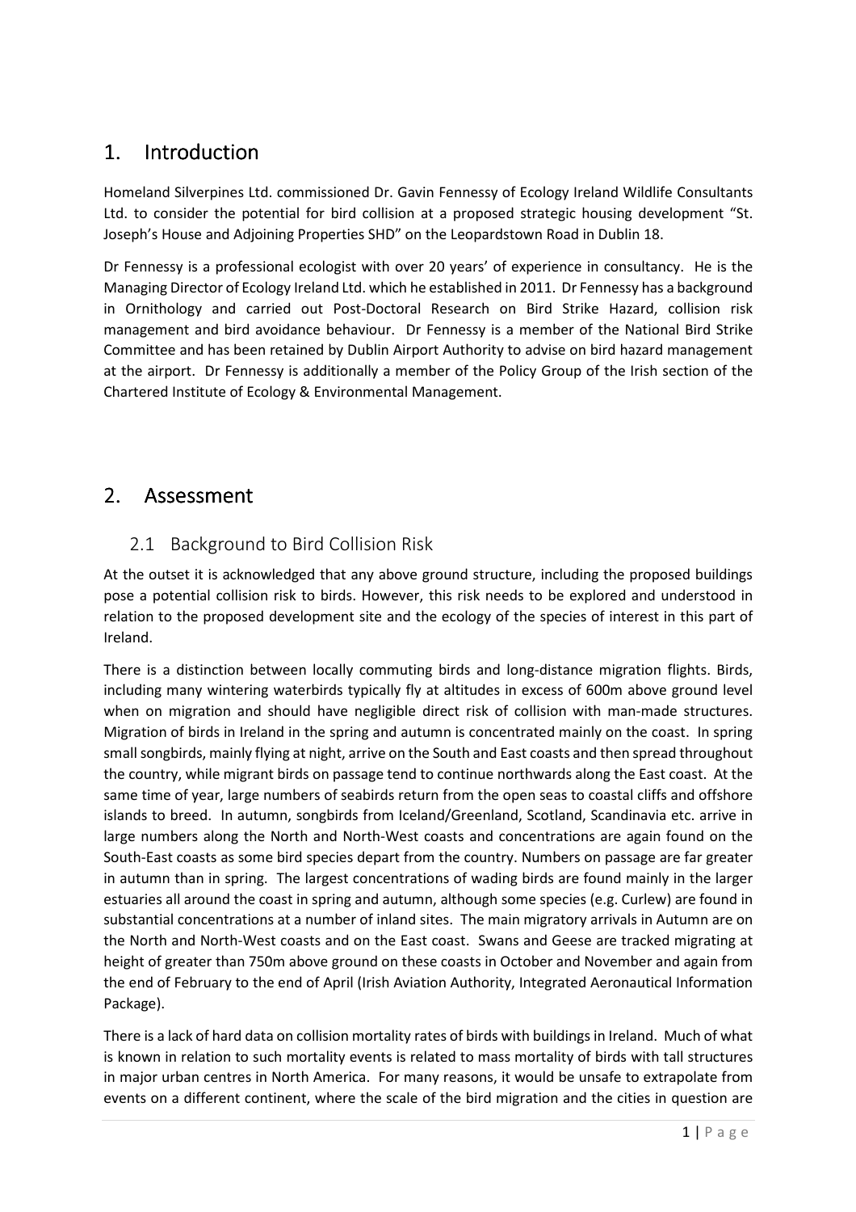# 1. Introduction

Homeland Silverpines Ltd. commissioned Dr. Gavin Fennessy of Ecology Ireland Wildlife Consultants Ltd. to consider the potential for bird collision at a proposed strategic housing development "St. Joseph's House and Adjoining Properties SHD" on the Leopardstown Road in Dublin 18.

Dr Fennessy is a professional ecologist with over 20 years' of experience in consultancy. He is the Managing Director of Ecology Ireland Ltd. which he established in 2011. Dr Fennessy has a background in Ornithology and carried out Post-Doctoral Research on Bird Strike Hazard, collision risk management and bird avoidance behaviour. Dr Fennessy is a member of the National Bird Strike Committee and has been retained by Dublin Airport Authority to advise on bird hazard management at the airport. Dr Fennessy is additionally a member of the Policy Group of the Irish section of the Chartered Institute of Ecology & Environmental Management.

# 2. Assessment

## 2.1 Background to Bird Collision Risk

At the outset it is acknowledged that any above ground structure, including the proposed buildings pose a potential collision risk to birds. However, this risk needs to be explored and understood in relation to the proposed development site and the ecology of the species of interest in this part of Ireland.

There is a distinction between locally commuting birds and long-distance migration flights. Birds, including many wintering waterbirds typically fly at altitudes in excess of 600m above ground level when on migration and should have negligible direct risk of collision with man-made structures. Migration of birds in Ireland in the spring and autumn is concentrated mainly on the coast. In spring small songbirds, mainly flying at night, arrive on the South and East coasts and then spread throughout the country, while migrant birds on passage tend to continue northwards along the East coast. At the same time of year, large numbers of seabirds return from the open seas to coastal cliffs and offshore islands to breed. In autumn, songbirds from Iceland/Greenland, Scotland, Scandinavia etc. arrive in large numbers along the North and North-West coasts and concentrations are again found on the South-East coasts as some bird species depart from the country. Numbers on passage are far greater in autumn than in spring. The largest concentrations of wading birds are found mainly in the larger estuaries all around the coast in spring and autumn, although some species (e.g. Curlew) are found in substantial concentrations at a number of inland sites. The main migratory arrivals in Autumn are on the North and North-West coasts and on the East coast. Swans and Geese are tracked migrating at height of greater than 750m above ground on these coasts in October and November and again from the end of February to the end of April (Irish Aviation Authority, Integrated Aeronautical Information Package).

There is a lack of hard data on collision mortality rates of birds with buildings in Ireland. Much of what is known in relation to such mortality events is related to mass mortality of birds with tall structures in major urban centres in North America. For many reasons, it would be unsafe to extrapolate from events on a different continent, where the scale of the bird migration and the cities in question are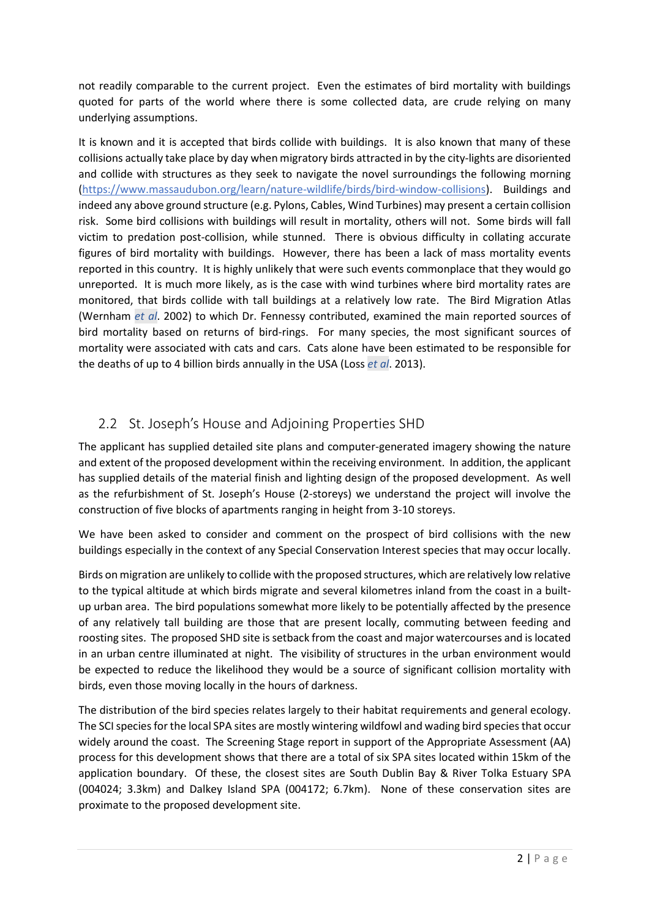not readily comparable to the current project. Even the estimates of bird mortality with buildings quoted for parts of the world where there is some collected data, are crude relying on many underlying assumptions.

It is known and it is accepted that birds collide with buildings. It is also known that many of these collisions actually take place by day when migratory birds attracted in by the city-lights are disoriented and collide with structures as they seek to navigate the novel surroundings the following morning (https://www.massaudubon.org/learn/nature-wildlife/birds/bird-window-collisions). Buildings and indeed any above ground structure (e.g. Pylons, Cables, Wind Turbines) may present a certain collision risk. Some bird collisions with buildings will result in mortality, others will not. Some birds will fall victim to predation post-collision, while stunned. There is obvious difficulty in collating accurate figures of bird mortality with buildings. However, there has been a lack of mass mortality events reported in this country. It is highly unlikely that were such events commonplace that they would go unreported. It is much more likely, as is the case with wind turbines where bird mortality rates are monitored, that birds collide with tall buildings at a relatively low rate. The Bird Migration Atlas (Wernham *et al*. 2002) to which Dr. Fennessy contributed, examined the main reported sources of bird mortality based on returns of bird-rings. For many species, the most significant sources of mortality were associated with cats and cars. Cats alone have been estimated to be responsible for the deaths of up to 4 billion birds annually in the USA (Loss *et al*. 2013).

## 2.2 St. Joseph's House and Adjoining Properties SHD

The applicant has supplied detailed site plans and computer-generated imagery showing the nature and extent of the proposed development within the receiving environment. In addition, the applicant has supplied details of the material finish and lighting design of the proposed development. As well as the refurbishment of St. Joseph's House (2-storeys) we understand the project will involve the construction of five blocks of apartments ranging in height from 3-10 storeys.

We have been asked to consider and comment on the prospect of bird collisions with the new buildings especially in the context of any Special Conservation Interest species that may occur locally.

Birds on migration are unlikely to collide with the proposed structures, which are relatively low relative to the typical altitude at which birds migrate and several kilometres inland from the coast in a built-up urban area. The bird populations somewhat more likely to be potentially affected by the presence of any relatively tall building are those that are present locally, commuting between feeding and roosting sites. The proposed SHD site is setback from the coast and major watercourses and is located in an urban centre illuminated at night. The visibility of structures in the urban environment would be expected to reduce the likelihood they would be a source of significant collision mortality with birds, even those moving locally in the hours of darkness.

The distribution of the bird species relates largely to their habitat requirements and general ecology. The SCI species for the local SPA sites are mostly wintering wildfowl and wading bird species that occur widely around the coast. The Screening Stage report in support of the Appropriate Assessment (AA) process for this development shows that there are a total of six SPA sites located within 15km of the application boundary. Of these, the closest sites are South Dublin Bay & River Tolka Estuary SPA (004024; 3.3km) and Dalkey Island SPA (004172; 6.7km). None of these conservation sites are proximate to the proposed development site.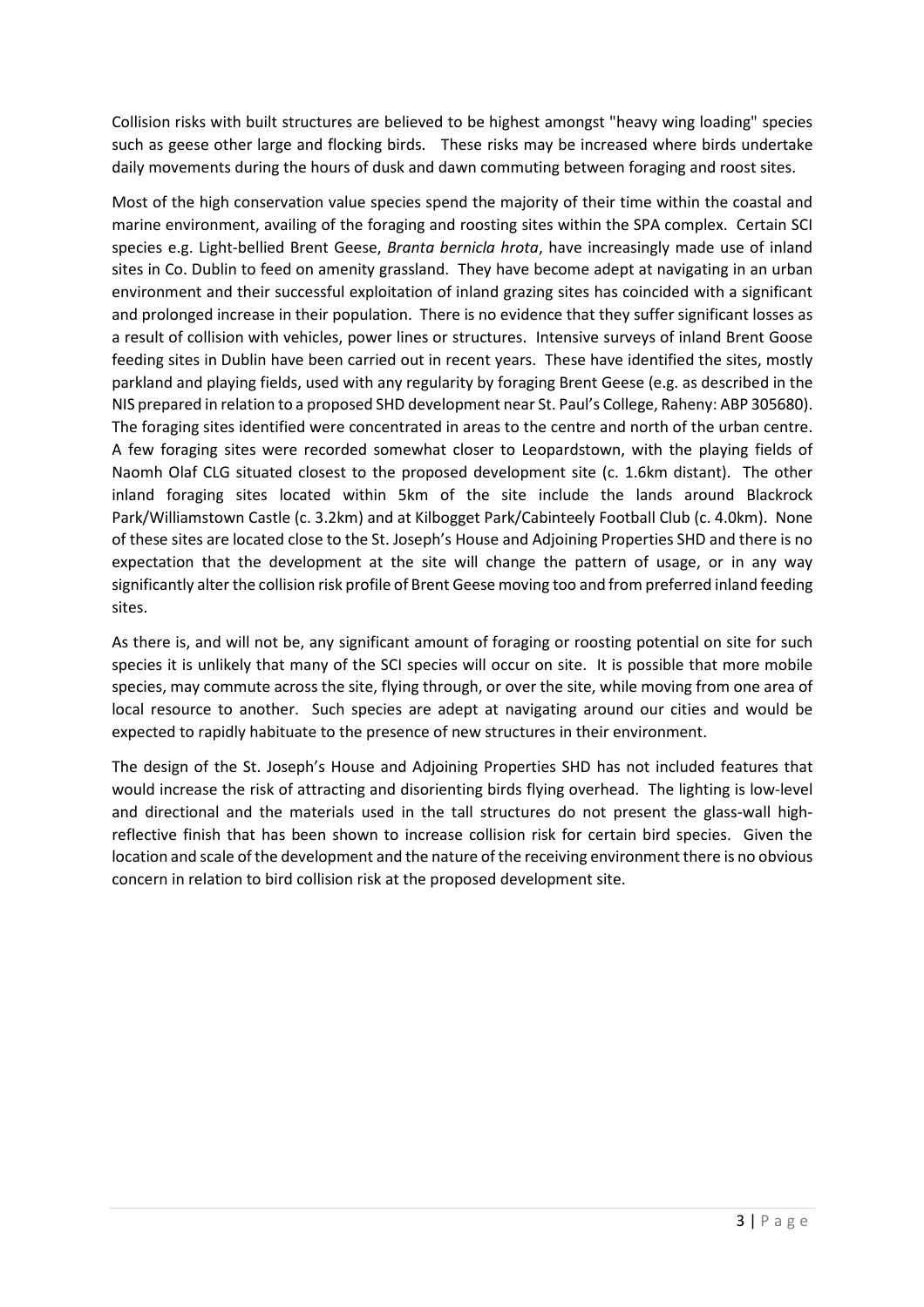Collision risks with built structures are believed to be highest amongst "heavy wing loading" species such as geese other large and flocking birds. These risks may be increased where birds undertake daily movements during the hours of dusk and dawn commuting between foraging and roost sites.

Most of the high conservation value species spend the majority of their time within the coastal and marine environment, availing of the foraging and roosting sites within the SPA complex. Certain SCI species e.g. Light-bellied Brent Geese, *Branta bernicla hrota*, have increasingly made use of inland sites in Co. Dublin to feed on amenity grassland. They have become adept at navigating in an urban environment and their successful exploitation of inland grazing sites has coincided with a significant and prolonged increase in their population. There is no evidence that they suffer significant losses as a result of collision with vehicles, power lines or structures. Intensive surveys of inland Brent Goose feeding sites in Dublin have been carried out in recent years. These have identified the sites, mostly parkland and playing fields, used with any regularity by foraging Brent Geese (e.g. as described in the NIS prepared in relation to a proposed SHD development near St. Paul's College, Raheny: ABP 305680). The foraging sites identified were concentrated in areas to the centre and north of the urban centre. A few foraging sites were recorded somewhat closer to Leopardstown, with the playing fields of Naomh Olaf CLG situated closest to the proposed development site (c. 1.6km distant). The other inland foraging sites located within 5km of the site include the lands around Blackrock Park/Williamstown Castle (c. 3.2km) and at Kilbogget Park/Cabinteely Football Club (c. 4.0km). None of these sites are located close to the St. Joseph's House and Adjoining Properties SHD and there is no expectation that the development at the site will change the pattern of usage, or in any way significantly alter the collision risk profile of Brent Geese moving too and from preferred inland feeding sites.

As there is, and will not be, any significant amount of foraging or roosting potential on site for such species it is unlikely that many of the SCI species will occur on site. It is possible that more mobile species, may commute across the site, flying through, or over the site, while moving from one area of local resource to another. Such species are adept at navigating around our cities and would be expected to rapidly habituate to the presence of new structures in their environment.

The design of the St. Joseph's House and Adjoining Properties SHD has not included features that would increase the risk of attracting and disorienting birds flying overhead. The lighting is low-level and directional and the materials used in the tall structures do not present the glass-wall high-reflective finish that has been shown to increase collision risk for certain bird species. Given the location and scale of the development and the nature of the receiving environment there is no obvious concern in relation to bird collision risk at the proposed development site.